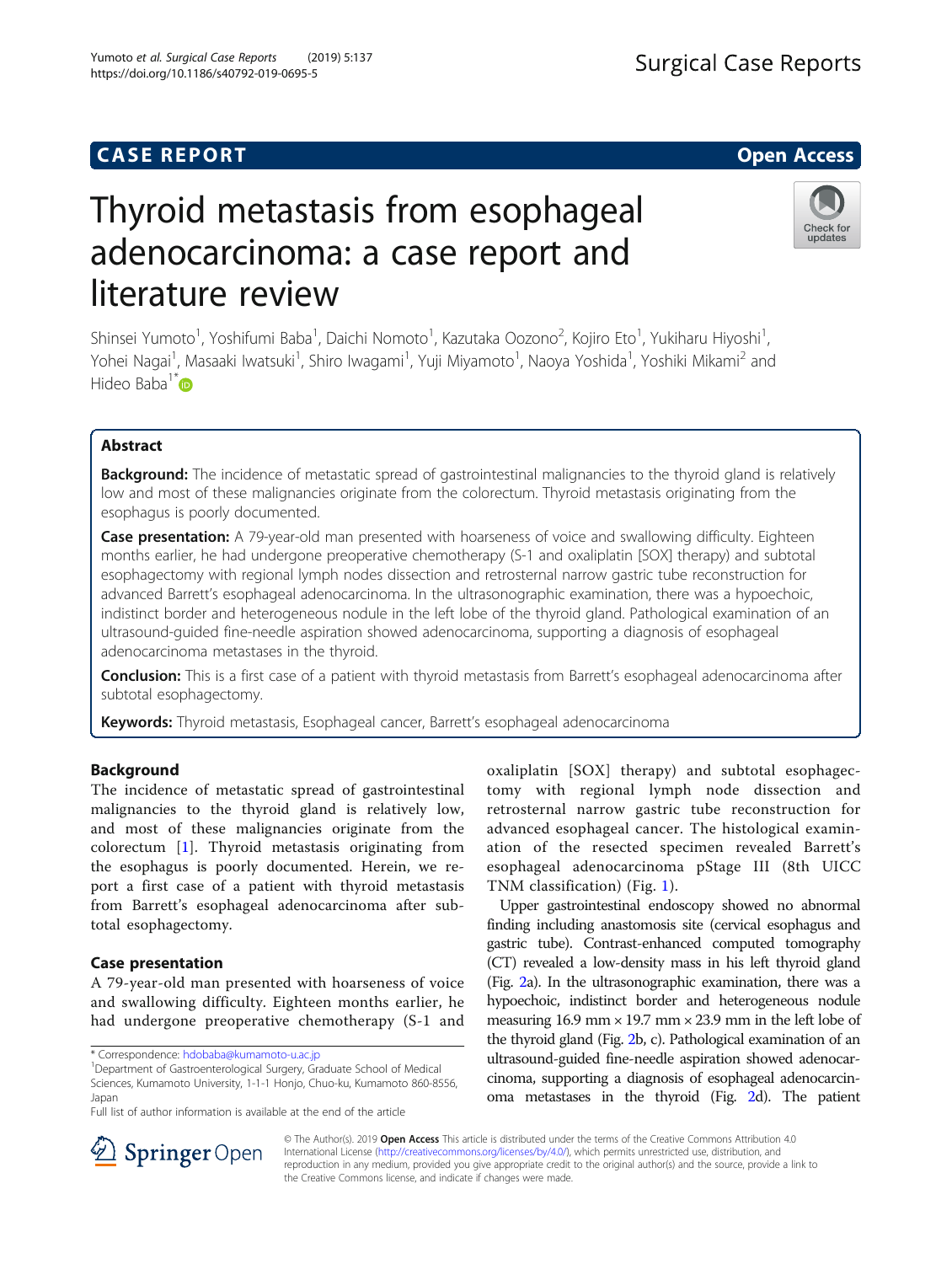CASE REPORT

Open Access

# Thyroid metastasis from esophageal adenocarcinoma: a case report and literature review

Shinsei Yumoto[1], Yoshifumi Baba[1], Daichi Nomoto[1], Kazutaka Oozono[2], Kojiro Eto[1], Yukiharu Hiyoshi[1], Yohei Nagai[1], Masaaki Iwatsuki[1], Shiro Iwagami[1], Yuji Miyamoto[1], Naoya Yoshida[1], Yoshiki Mikami[2] and Hideo Baba[1*]

## Abstract

**Background:** The incidence of metastatic spread of gastrointestinal malignancies to the thyroid gland is relatively low and most of these malignancies originate from the colorectum. Thyroid metastasis originating from the esophagus is poorly documented.

**Case presentation:** A 79-year-old man presented with hoarseness of voice and swallowing difficulty. Eighteen months earlier, he had undergone preoperative chemotherapy (S-1 and oxaliplatin [SOX] therapy) and subtotal esophagectomy with regional lymph nodes dissection and retrosternal narrow gastric tube reconstruction for advanced Barrett's esophageal adenocarcinoma. In the ultrasonographic examination, there was a hypoechoic, indistinct border and heterogeneous nodule in the left lobe of the thyroid gland. Pathological examination of an ultrasound-guided fine-needle aspiration showed adenocarcinoma, supporting a diagnosis of esophageal adenocarcinoma metastases in the thyroid.

**Conclusion:** This is a first case of a patient with thyroid metastasis from Barrett's esophageal adenocarcinoma after subtotal esophagectomy.

**Keywords:** Thyroid metastasis, Esophageal cancer, Barrett's esophageal adenocarcinoma

## Background

The incidence of metastatic spread of gastrointestinal malignancies to the thyroid gland is relatively low, and most of these malignancies originate from the colorectum [1]. Thyroid metastasis originating from the esophagus is poorly documented. Herein, we report a first case of a patient with thyroid metastasis from Barrett's esophageal adenocarcinoma after subtotal esophagectomy.

## Case presentation

A 79-year-old man presented with hoarseness of voice and swallowing difficulty. Eighteen months earlier, he had undergone preoperative chemotherapy (S-1 and oxaliplatin [SOX] therapy) and subtotal esophagectomy with regional lymph node dissection and retrosternal narrow gastric tube reconstruction for advanced esophageal cancer. The histological examination of the resected specimen revealed Barrett's esophageal adenocarcinoma pStage III (8th UICC TNM classification) (Fig. 1).

Upper gastrointestinal endoscopy showed no abnormal finding including anastomosis site (cervical esophagus and gastric tube). Contrast-enhanced computed tomography (CT) revealed a low-density mass in his left thyroid gland (Fig. 2a). In the ultrasonographic examination, there was a hypoechoic, indistinct border and heterogeneous nodule measuring 16.9 mm × 19.7 mm × 23.9 mm in the left lobe of the thyroid gland (Fig. 2b, c). Pathological examination of an ultrasound-guided fine-needle aspiration showed adenocarcinoma, supporting a diagnosis of esophageal adenocarcinoma metastases in the thyroid (Fig. 2d). The patient

* Correspondence: hdobaba@kumamoto-u.ac.jp
[1]Department of Gastroenterological Surgery, Graduate School of Medical Sciences, Kumamoto University, 1-1-1 Honjo, Chuo-ku, Kumamoto 860-8556, Japan
Full list of author information is available at the end of the article

© The Author(s). 2019 **Open Access** This article is distributed under the terms of the Creative Commons Attribution 4.0 International License (http://creativecommons.org/licenses/by/4.0/), which permits unrestricted use, distribution, and reproduction in any medium, provided you give appropriate credit to the original author(s) and the source, provide a link to the Creative Commons license, and indicate if changes were made.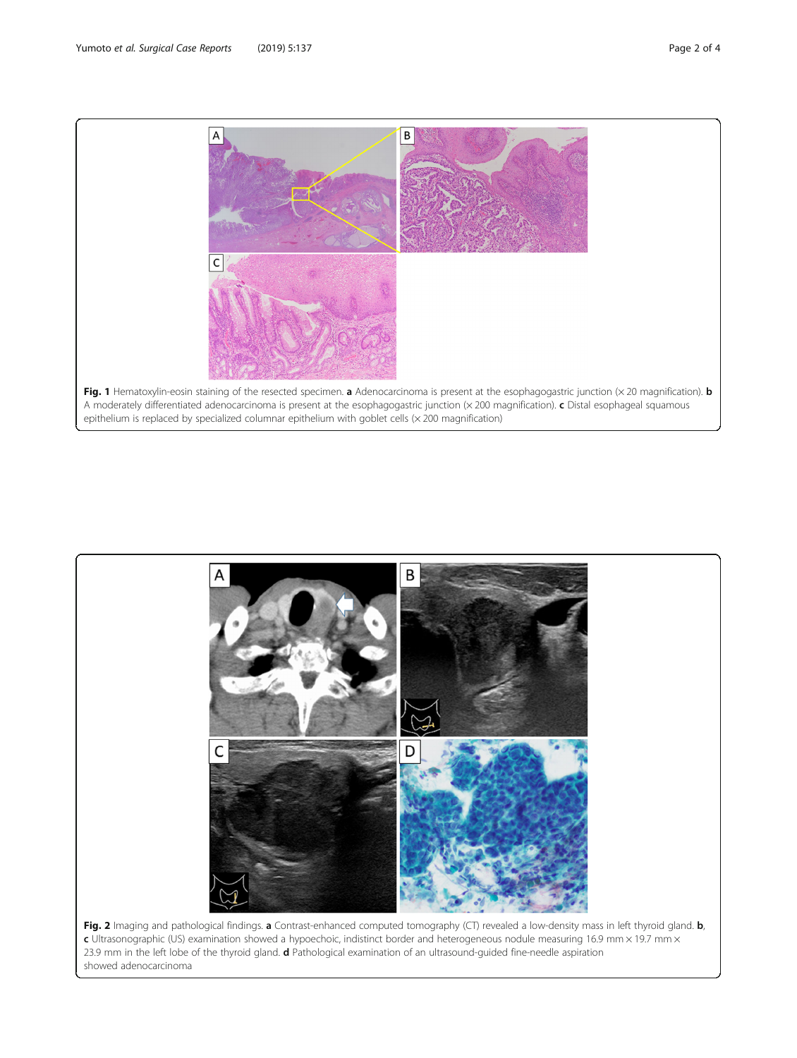**Fig. 1** Hematoxylin-eosin staining of the resected specimen. **a** Adenocarcinoma is present at the esophagogastric junction (× 20 magnification). **b** A moderately differentiated adenocarcinoma is present at the esophagogastric junction (× 200 magnification). **c** Distal esophageal squamous epithelium is replaced by specialized columnar epithelium with goblet cells (× 200 magnification)

**Fig. 2** Imaging and pathological findings. **a** Contrast-enhanced computed tomography (CT) revealed a low-density mass in left thyroid gland. **b**, **c** Ultrasonographic (US) examination showed a hypoechoic, indistinct border and heterogeneous nodule measuring 16.9 mm × 19.7 mm × 23.9 mm in the left lobe of the thyroid gland. **d** Pathological examination of an ultrasound-guided fine-needle aspiration showed adenocarcinoma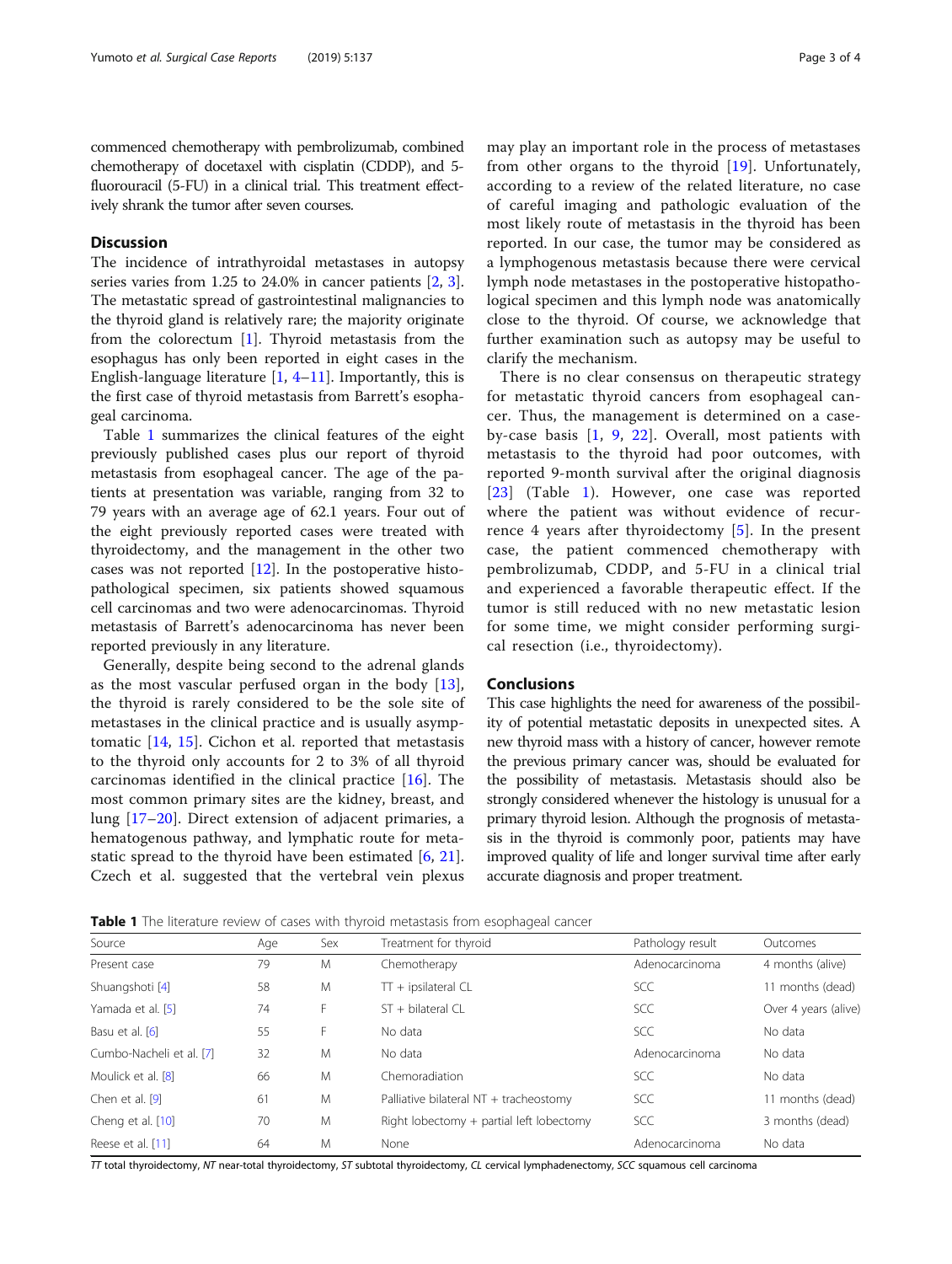commenced chemotherapy with pembrolizumab, combined chemotherapy of docetaxel with cisplatin (CDDP), and 5-fluorouracil (5-FU) in a clinical trial. This treatment effectively shrank the tumor after seven courses.

## Discussion

The incidence of intrathyroidal metastases in autopsy series varies from 1.25 to 24.0% in cancer patients [2, 3]. The metastatic spread of gastrointestinal malignancies to the thyroid gland is relatively rare; the majority originate from the colorectum [1]. Thyroid metastasis from the esophagus has only been reported in eight cases in the English-language literature [1, 4–11]. Importantly, this is the first case of thyroid metastasis from Barrett's esophageal carcinoma.

Table 1 summarizes the clinical features of the eight previously published cases plus our report of thyroid metastasis from esophageal cancer. The age of the patients at presentation was variable, ranging from 32 to 79 years with an average age of 62.1 years. Four out of the eight previously reported cases were treated with thyroidectomy, and the management in the other two cases was not reported [12]. In the postoperative histopathological specimen, six patients showed squamous cell carcinomas and two were adenocarcinomas. Thyroid metastasis of Barrett's adenocarcinoma has never been reported previously in any literature.

Generally, despite being second to the adrenal glands as the most vascular perfused organ in the body [13], the thyroid is rarely considered to be the sole site of metastases in the clinical practice and is usually asymptomatic [14, 15]. Cichon et al. reported that metastasis to the thyroid only accounts for 2 to 3% of all thyroid carcinomas identified in the clinical practice [16]. The most common primary sites are the kidney, breast, and lung [17–20]. Direct extension of adjacent primaries, a hematogenous pathway, and lymphatic route for metastatic spread to the thyroid have been estimated [6, 21]. Czech et al. suggested that the vertebral vein plexus may play an important role in the process of metastases from other organs to the thyroid [19]. Unfortunately, according to a review of the related literature, no case of careful imaging and pathologic evaluation of the most likely route of metastasis in the thyroid has been reported. In our case, the tumor may be considered as a lymphogenous metastasis because there were cervical lymph node metastases in the postoperative histopathological specimen and this lymph node was anatomically close to the thyroid. Of course, we acknowledge that further examination such as autopsy may be useful to clarify the mechanism.

There is no clear consensus on therapeutic strategy for metastatic thyroid cancers from esophageal cancer. Thus, the management is determined on a case-by-case basis [1, 9, 22]. Overall, most patients with metastasis to the thyroid had poor outcomes, with reported 9-month survival after the original diagnosis [23] (Table 1). However, one case was reported where the patient was without evidence of recurrence 4 years after thyroidectomy [5]. In the present case, the patient commenced chemotherapy with pembrolizumab, CDDP, and 5-FU in a clinical trial and experienced a favorable therapeutic effect. If the tumor is still reduced with no new metastatic lesion for some time, we might consider performing surgical resection (i.e., thyroidectomy).

## Conclusions

This case highlights the need for awareness of the possibility of potential metastatic deposits in unexpected sites. A new thyroid mass with a history of cancer, however remote the previous primary cancer was, should be evaluated for the possibility of metastasis. Metastasis should also be strongly considered whenever the histology is unusual for a primary thyroid lesion. Although the prognosis of metastasis in the thyroid is commonly poor, patients may have improved quality of life and longer survival time after early accurate diagnosis and proper treatment.

**Table 1** The literature review of cases with thyroid metastasis from esophageal cancer

| Source | Age | Sex | Treatment for thyroid | Pathology result | Outcomes |
|---|---|---|---|---|---|
| Present case | 79 | M | Chemotherapy | Adenocarcinoma | 4 months (alive) |
| Shuangshoti [4] | 58 | M | TT + ipsilateral CL | SCC | 11 months (dead) |
| Yamada et al. [5] | 74 | F | ST + bilateral CL | SCC | Over 4 years (alive) |
| Basu et al. [6] | 55 | F | No data | SCC | No data |
| Cumbo-Nacheli et al. [7] | 32 | M | No data | Adenocarcinoma | No data |
| Moulick et al. [8] | 66 | M | Chemoradiation | SCC | No data |
| Chen et al. [9] | 61 | M | Palliative bilateral NT + tracheostomy | SCC | 11 months (dead) |
| Cheng et al. [10] | 70 | M | Right lobectomy + partial left lobectomy | SCC | 3 months (dead) |
| Reese et al. [11] | 64 | M | None | Adenocarcinoma | No data |

*TT* total thyroidectomy, *NT* near-total thyroidectomy, *ST* subtotal thyroidectomy, *CL* cervical lymphadenectomy, *SCC* squamous cell carcinoma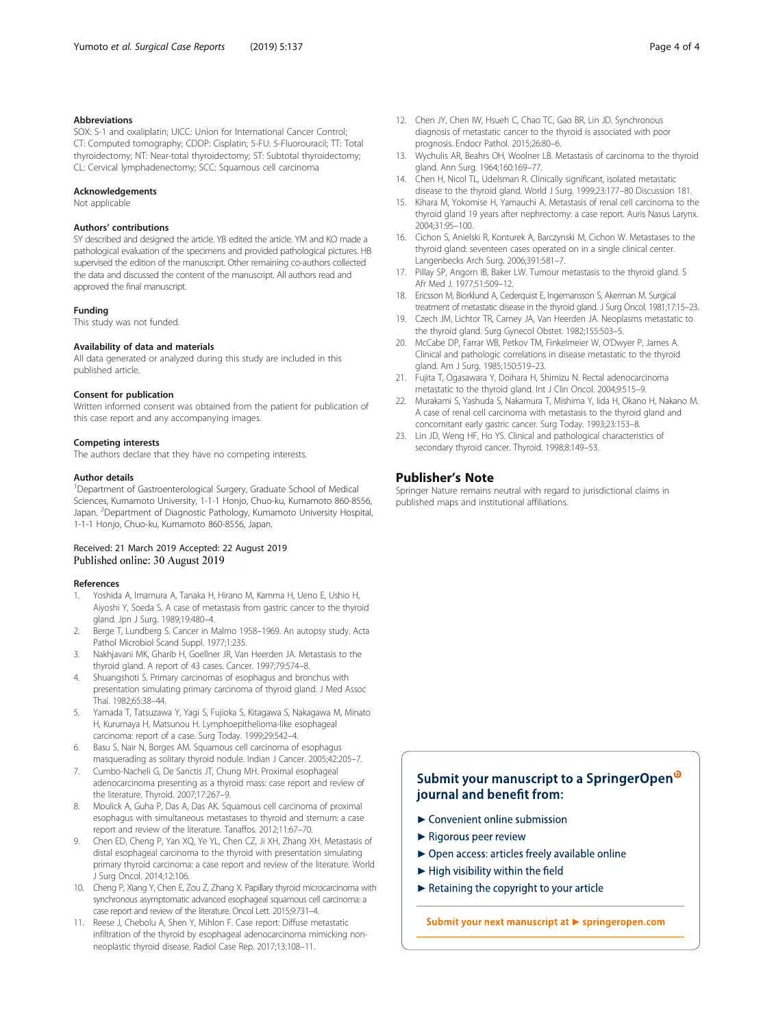#### Abbreviations

SOX: S-1 and oxaliplatin; UICC: Union for International Cancer Control; CT: Computed tomography; CDDP: Cisplatin; 5-FU: 5-Fluorouracil; TT: Total thyroidectomy; NT: Near-total thyroidectomy; ST: Subtotal thyroidectomy; CL: Cervical lymphadenectomy; SCC: Squamous cell carcinoma

#### Acknowledgements

Not applicable

#### Authors' contributions

SY described and designed the article. YB edited the article. YM and KO made a pathological evaluation of the specimens and provided pathological pictures. HB supervised the edition of the manuscript. Other remaining co-authors collected the data and discussed the content of the manuscript. All authors read and approved the final manuscript.

#### Funding

This study was not funded.

#### Availability of data and materials

All data generated or analyzed during this study are included in this published article.

#### Consent for publication

Written informed consent was obtained from the patient for publication of this case report and any accompanying images.

#### Competing interests

The authors declare that they have no competing interests.

#### Author details

[1]Department of Gastroenterological Surgery, Graduate School of Medical Sciences, Kumamoto University, 1-1-1 Honjo, Chuo-ku, Kumamoto 860-8556, Japan. [2]Department of Diagnostic Pathology, Kumamoto University Hospital, 1-1-1 Honjo, Chuo-ku, Kumamoto 860-8556, Japan.

Received: 21 March 2019 Accepted: 22 August 2019
Published online: 30 August 2019

#### References

1. Yoshida A, Imamura A, Tanaka H, Hirano M, Kamma H, Ueno E, Ushio H, Aiyoshi Y, Soeda S. A case of metastasis from gastric cancer to the thyroid gland. Jpn J Surg. 1989;19:480–4.
2. Berge T, Lundberg S. Cancer in Malmo 1958–1969. An autopsy study. Acta Pathol Microbiol Scand Suppl. 1977;1:235.
3. Nakhjavani MK, Gharib H, Goellner JR, Van Heerden JA. Metastasis to the thyroid gland. A report of 43 cases. Cancer. 1997;79:574–8.
4. Shuangshoti S. Primary carcinomas of esophagus and bronchus with presentation simulating primary carcinoma of thyroid gland. J Med Assoc Thai. 1982;65:38–44.
5. Yamada T, Tatsuzawa Y, Yagi S, Fujioka S, Kitagawa S, Nakagawa M, Minato H, Kurumaya H, Matsunou H. Lymphoepithelioma-like esophageal carcinoma: report of a case. Surg Today. 1999;29:542–4.
6. Basu S, Nair N, Borges AM. Squamous cell carcinoma of esophagus masquerading as solitary thyroid nodule. Indian J Cancer. 2005;42:205–7.
7. Cumbo-Nacheli G, De Sanctis JT, Chung MH. Proximal esophageal adenocarcinoma presenting as a thyroid mass: case report and review of the literature. Thyroid. 2007;17:267–9.
8. Moulick A, Guha P, Das A, Das AK. Squamous cell carcinoma of proximal esophagus with simultaneous metastases to thyroid and sternum: a case report and review of the literature. Tanaffos. 2012;11:67–70.
9. Chen ED, Cheng P, Yan XQ, Ye YL, Chen CZ, Ji XH, Zhang XH. Metastasis of distal esophageal carcinoma to the thyroid with presentation simulating primary thyroid carcinoma: a case report and review of the literature. World J Surg Oncol. 2014;12:106.
10. Cheng P, Xiang Y, Chen E, Zou Z, Zhang X. Papillary thyroid microcarcinoma with synchronous asymptomatic advanced esophageal squamous cell carcinoma: a case report and review of the literature. Oncol Lett. 2015;9:731–4.
11. Reese J, Chebolu A, Shen Y, Mihlon F. Case report: Diffuse metastatic infiltration of the thyroid by esophageal adenocarcinoma mimicking non-neoplastic thyroid disease. Radiol Case Rep. 2017;13:108–11.
12. Chen JY, Chen IW, Hsueh C, Chao TC, Gao BR, Lin JD. Synchronous diagnosis of metastatic cancer to the thyroid is associated with poor prognosis. Endocr Pathol. 2015;26:80–6.
13. Wychulis AR, Beahrs OH, Woolner LB. Metastasis of carcinoma to the thyroid gland. Ann Surg. 1964;160:169–77.
14. Chen H, Nicol TL, Udelsman R. Clinically significant, isolated metastatic disease to the thyroid gland. World J Surg. 1999;23:177–80 Discussion 181.
15. Kihara M, Yokomise H, Yamauchi A. Metastasis of renal cell carcinoma to the thyroid gland 19 years after nephrectomy: a case report. Auris Nasus Larynx. 2004;31:95–100.
16. Cichon S, Anielski R, Konturek A, Barczynski M, Cichon W. Metastases to the thyroid gland: seventeen cases operated on in a single clinical center. Langenbecks Arch Surg. 2006;391:581–7.
17. Pillay SP, Angorn IB, Baker LW. Tumour metastasis to the thyroid gland. S Afr Med J. 1977;51:509–12.
18. Ericsson M, Biorklund A, Cederquist E, Ingemansson S, Akerman M. Surgical treatment of metastatic disease in the thyroid gland. J Surg Oncol. 1981;17:15–23.
19. Czech JM, Lichtor TR, Carney JA, Van Heerden JA. Neoplasms metastatic to the thyroid gland. Surg Gynecol Obstet. 1982;155:503–5.
20. McCabe DP, Farrar WB, Petkov TM, Finkelmeier W, O'Dwyer P, James A. Clinical and pathologic correlations in disease metastatic to the thyroid gland. Am J Surg. 1985;150:519–23.
21. Fujita T, Ogasawara Y, Doihara H, Shimizu N. Rectal adenocarcinoma metastatic to the thyroid gland. Int J Clin Oncol. 2004;9:515–9.
22. Murakami S, Yashuda S, Nakamura T, Mishima Y, Iida H, Okano H, Nakano M. A case of renal cell carcinoma with metastasis to the thyroid gland and concomitant early gastric cancer. Surg Today. 1993;23:153–8.
23. Lin JD, Weng HF, Ho YS. Clinical and pathological characteristics of secondary thyroid cancer. Thyroid. 1998;8:149–53.

## Publisher's Note

Springer Nature remains neutral with regard to jurisdictional claims in published maps and institutional affiliations.

**Submit your manuscript to a SpringerOpen journal and benefit from:**

- ► Convenient online submission
- ► Rigorous peer review
- ► Open access: articles freely available online
- ► High visibility within the field
- ► Retaining the copyright to your article

**Submit your next manuscript at ► springeropen.com**